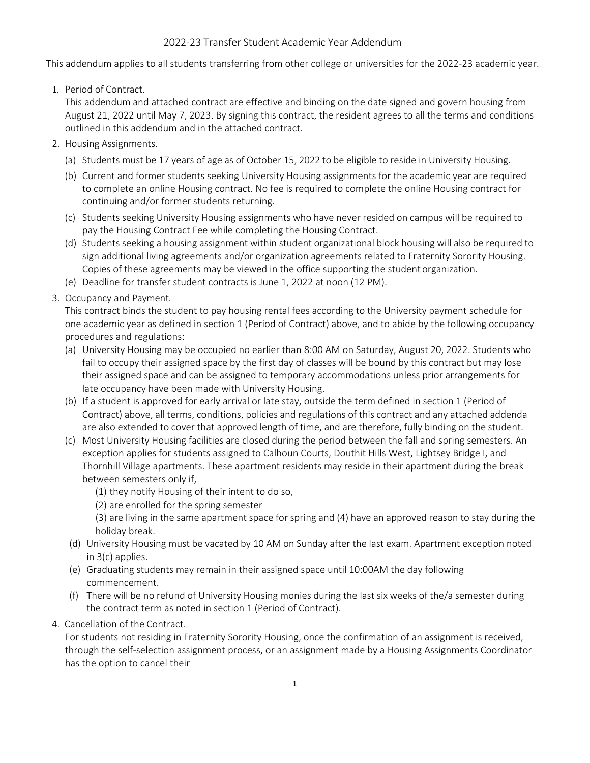# 2022-23 Transfer Student Academic Year Addendum

This addendum applies to all students transferring from other college or universities for the 2022-23 academic year.

1. Period of Contract.
   This addendum and attached contract are effective and binding on the date signed and govern housing from August 21, 2022 until May 7, 2023. By signing this contract, the resident agrees to all the terms and conditions outlined in this addendum and in the attached contract.

2. Housing Assignments.
   (a) Students must be 17 years of age as of October 15, 2022 to be eligible to reside in University Housing.
   (b) Current and former students seeking University Housing assignments for the academic year are required to complete an online Housing contract. No fee is required to complete the online Housing contract for continuing and/or former students returning.
   (c) Students seeking University Housing assignments who have never resided on campus will be required to pay the Housing Contract Fee while completing the Housing Contract.
   (d) Students seeking a housing assignment within student organizational block housing will also be required to sign additional living agreements and/or organization agreements related to Fraternity Sorority Housing. Copies of these agreements may be viewed in the office supporting the student organization.
   (e) Deadline for transfer student contracts is June 1, 2022 at noon (12 PM).

3. Occupancy and Payment.
   This contract binds the student to pay housing rental fees according to the University payment schedule for one academic year as defined in section 1 (Period of Contract) above, and to abide by the following occupancy procedures and regulations:
   (a) University Housing may be occupied no earlier than 8:00 AM on Saturday, August 20, 2022. Students who fail to occupy their assigned space by the first day of classes will be bound by this contract but may lose their assigned space and can be assigned to temporary accommodations unless prior arrangements for late occupancy have been made with University Housing.
   (b) If a student is approved for early arrival or late stay, outside the term defined in section 1 (Period of Contract) above, all terms, conditions, policies and regulations of this contract and any attached addenda are also extended to cover that approved length of time, and are therefore, fully binding on the student.
   (c) Most University Housing facilities are closed during the period between the fall and spring semesters. An exception applies for students assigned to Calhoun Courts, Douthit Hills West, Lightsey Bridge I, and Thornhill Village apartments. These apartment residents may reside in their apartment during the break between semesters only if,
      (1) they notify Housing of their intent to do so,
      (2) are enrolled for the spring semester
      (3) are living in the same apartment space for spring and (4) have an approved reason to stay during the holiday break.
   (d) University Housing must be vacated by 10 AM on Sunday after the last exam. Apartment exception noted in 3(c) applies.
   (e) Graduating students may remain in their assigned space until 10:00AM the day following commencement.
   (f) There will be no refund of University Housing monies during the last six weeks of the/a semester during the contract term as noted in section 1 (Period of Contract).

4. Cancellation of the Contract.
   For students not residing in Fraternity Sorority Housing, once the confirmation of an assignment is received, through the self-selection assignment process, or an assignment made by a Housing Assignments Coordinator has the option to cancel their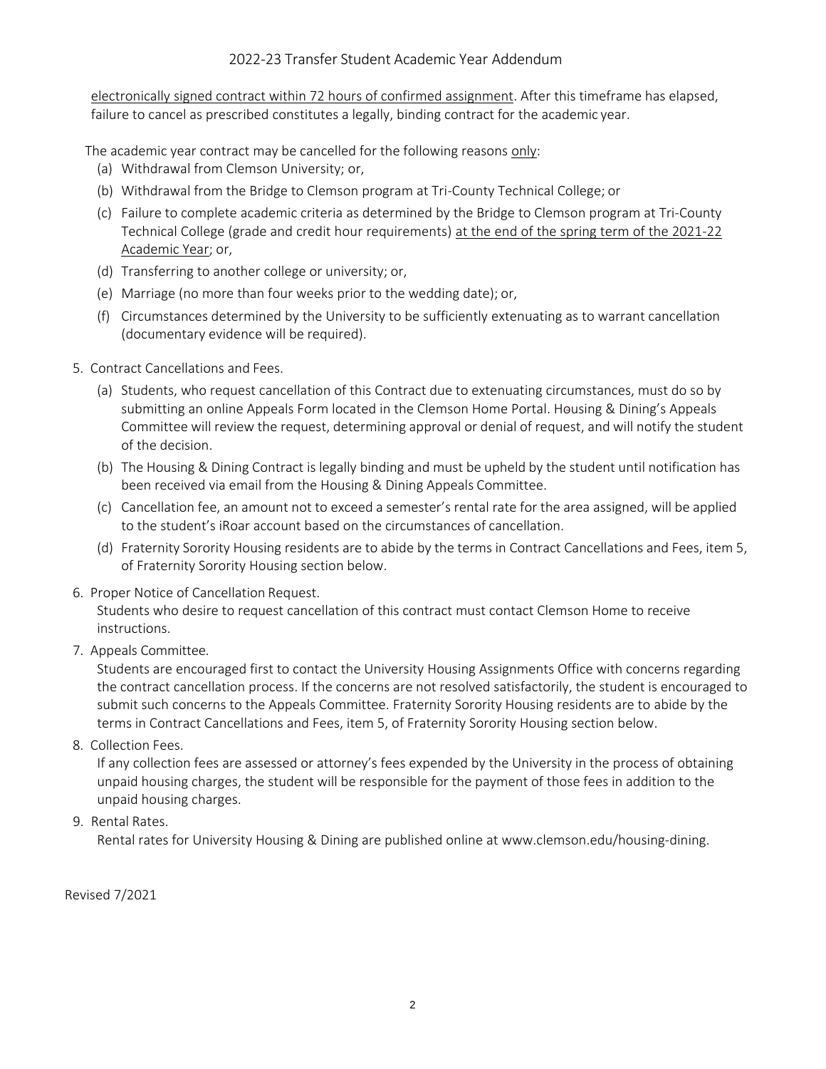electronically signed contract within 72 hours of confirmed assignment. After this timeframe has elapsed, failure to cancel as prescribed constitutes a legally, binding contract for the academic year.

The academic year contract may be cancelled for the following reasons only:

(a) Withdrawal from Clemson University; or,

(b) Withdrawal from the Bridge to Clemson program at Tri-County Technical College; or

(c) Failure to complete academic criteria as determined by the Bridge to Clemson program at Tri-County Technical College (grade and credit hour requirements) at the end of the spring term of the 2021-22 Academic Year; or,

(d) Transferring to another college or university; or,

(e) Marriage (no more than four weeks prior to the wedding date); or,

(f) Circumstances determined by the University to be sufficiently extenuating as to warrant cancellation (documentary evidence will be required).

5. Contract Cancellations and Fees.
   - (a) Students, who request cancellation of this Contract due to extenuating circumstances, must do so by submitting an online Appeals Form located in the Clemson Home Portal. Housing & Dining's Appeals Committee will review the request, determining approval or denial of request, and will notify the student of the decision.
   - (b) The Housing & Dining Contract is legally binding and must be upheld by the student until notification has been received via email from the Housing & Dining Appeals Committee.
   - (c) Cancellation fee, an amount not to exceed a semester's rental rate for the area assigned, will be applied to the student's iRoar account based on the circumstances of cancellation.
   - (d) Fraternity Sorority Housing residents are to abide by the terms in Contract Cancellations and Fees, item 5, of Fraternity Sorority Housing section below.

6. Proper Notice of Cancellation Request.
   Students who desire to request cancellation of this contract must contact Clemson Home to receive instructions.

7. Appeals Committee.
   Students are encouraged first to contact the University Housing Assignments Office with concerns regarding the contract cancellation process. If the concerns are not resolved satisfactorily, the student is encouraged to submit such concerns to the Appeals Committee. Fraternity Sorority Housing residents are to abide by the terms in Contract Cancellations and Fees, item 5, of Fraternity Sorority Housing section below.

8. Collection Fees.
   If any collection fees are assessed or attorney's fees expended by the University in the process of obtaining unpaid housing charges, the student will be responsible for the payment of those fees in addition to the unpaid housing charges.

9. Rental Rates.
   Rental rates for University Housing & Dining are published online at www.clemson.edu/housing-dining.

Revised 7/2021